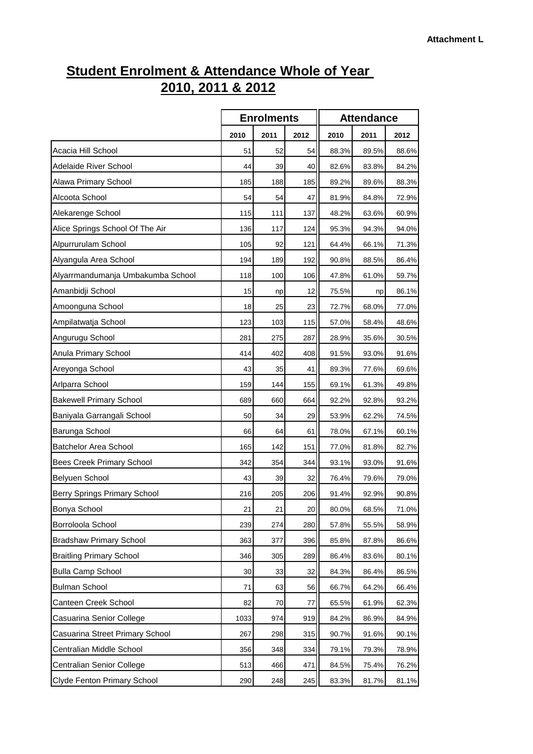**Attachment L**

# Student Enrolment & Attendance Whole of Year 2010, 2011 & 2012

| | Enrolments | | | Attendance | | |
|---|---|---|---|---|---|---|
| | 2010 | 2011 | 2012 | 2010 | 2011 | 2012 |
| Acacia Hill School | 51 | 52 | 54 | 88.3% | 89.5% | 88.6% |
| Adelaide River School | 44 | 39 | 40 | 82.6% | 83.8% | 84.2% |
| Alawa Primary School | 185 | 188 | 185 | 89.2% | 89.6% | 88.3% |
| Alcoota School | 54 | 54 | 47 | 81.9% | 84.8% | 72.9% |
| Alekarenge School | 115 | 111 | 137 | 48.2% | 63.6% | 60.9% |
| Alice Springs School Of The Air | 136 | 117 | 124 | 95.3% | 94.3% | 94.0% |
| Alpurrurulam School | 105 | 92 | 121 | 64.4% | 66.1% | 71.3% |
| Alyangula Area School | 194 | 189 | 192 | 90.8% | 88.5% | 86.4% |
| Alyarrmandumanja Umbakumba School | 118 | 100 | 106 | 47.8% | 61.0% | 59.7% |
| Amanbidji School | 15 | np | 12 | 75.5% | np | 86.1% |
| Amoonguna School | 18 | 25 | 23 | 72.7% | 68.0% | 77.0% |
| Ampilatwatja School | 123 | 103 | 115 | 57.0% | 58.4% | 48.6% |
| Angurugu School | 281 | 275 | 287 | 28.9% | 35.6% | 30.5% |
| Anula Primary School | 414 | 402 | 408 | 91.5% | 93.0% | 91.6% |
| Areyonga School | 43 | 35 | 41 | 89.3% | 77.6% | 69.6% |
| Arlparra School | 159 | 144 | 155 | 69.1% | 61.3% | 49.8% |
| Bakewell Primary School | 689 | 660 | 664 | 92.2% | 92.8% | 93.2% |
| Baniyala Garrangali School | 50 | 34 | 29 | 53.9% | 62.2% | 74.5% |
| Barunga School | 66 | 64 | 61 | 78.0% | 67.1% | 60.1% |
| Batchelor Area School | 165 | 142 | 151 | 77.0% | 81.8% | 82.7% |
| Bees Creek Primary School | 342 | 354 | 344 | 93.1% | 93.0% | 91.6% |
| Belyuen School | 43 | 39 | 32 | 76.4% | 79.6% | 79.0% |
| Berry Springs Primary School | 216 | 205 | 206 | 91.4% | 92.9% | 90.8% |
| Bonya School | 21 | 21 | 20 | 80.0% | 68.5% | 71.0% |
| Borroloola School | 239 | 274 | 280 | 57.8% | 55.5% | 58.9% |
| Bradshaw Primary School | 363 | 377 | 396 | 85.8% | 87.8% | 86.6% |
| Braitling Primary School | 346 | 305 | 289 | 86.4% | 83.6% | 80.1% |
| Bulla Camp School | 30 | 33 | 32 | 84.3% | 86.4% | 86.5% |
| Bulman School | 71 | 63 | 56 | 66.7% | 64.2% | 66.4% |
| Canteen Creek School | 82 | 70 | 77 | 65.5% | 61.9% | 62.3% |
| Casuarina Senior College | 1033 | 974 | 919 | 84.2% | 86.9% | 84.9% |
| Casuarina Street Primary School | 267 | 298 | 315 | 90.7% | 91.6% | 90.1% |
| Centralian Middle School | 356 | 348 | 334 | 79.1% | 79.3% | 78.9% |
| Centralian Senior College | 513 | 466 | 471 | 84.5% | 75.4% | 76.2% |
| Clyde Fenton Primary School | 290 | 248 | 245 | 83.3% | 81.7% | 81.1% |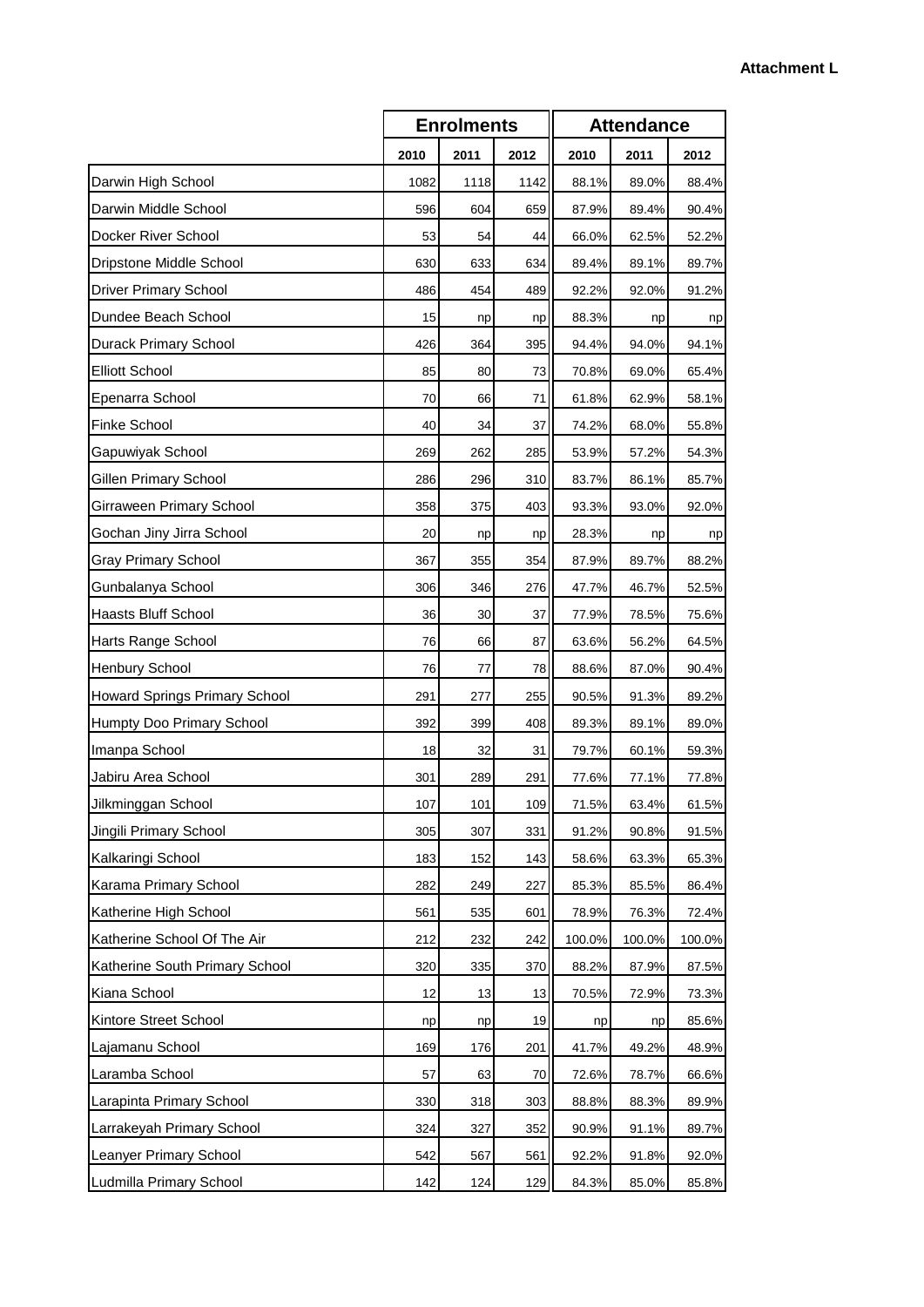**Attachment L**

| | Enrolments | | | Attendance | | |
|---|---|---|---|---|---|---|
| | 2010 | 2011 | 2012 | 2010 | 2011 | 2012 |
| Darwin High School | 1082 | 1118 | 1142 | 88.1% | 89.0% | 88.4% |
| Darwin Middle School | 596 | 604 | 659 | 87.9% | 89.4% | 90.4% |
| Docker River School | 53 | 54 | 44 | 66.0% | 62.5% | 52.2% |
| Dripstone Middle School | 630 | 633 | 634 | 89.4% | 89.1% | 89.7% |
| Driver Primary School | 486 | 454 | 489 | 92.2% | 92.0% | 91.2% |
| Dundee Beach School | 15 | np | np | 88.3% | np | np |
| Durack Primary School | 426 | 364 | 395 | 94.4% | 94.0% | 94.1% |
| Elliott School | 85 | 80 | 73 | 70.8% | 69.0% | 65.4% |
| Epenarra School | 70 | 66 | 71 | 61.8% | 62.9% | 58.1% |
| Finke School | 40 | 34 | 37 | 74.2% | 68.0% | 55.8% |
| Gapuwiyak School | 269 | 262 | 285 | 53.9% | 57.2% | 54.3% |
| Gillen Primary School | 286 | 296 | 310 | 83.7% | 86.1% | 85.7% |
| Girraween Primary School | 358 | 375 | 403 | 93.3% | 93.0% | 92.0% |
| Gochan Jiny Jirra School | 20 | np | np | 28.3% | np | np |
| Gray Primary School | 367 | 355 | 354 | 87.9% | 89.7% | 88.2% |
| Gunbalanya School | 306 | 346 | 276 | 47.7% | 46.7% | 52.5% |
| Haasts Bluff School | 36 | 30 | 37 | 77.9% | 78.5% | 75.6% |
| Harts Range School | 76 | 66 | 87 | 63.6% | 56.2% | 64.5% |
| Henbury School | 76 | 77 | 78 | 88.6% | 87.0% | 90.4% |
| Howard Springs Primary School | 291 | 277 | 255 | 90.5% | 91.3% | 89.2% |
| Humpty Doo Primary School | 392 | 399 | 408 | 89.3% | 89.1% | 89.0% |
| Imanpa School | 18 | 32 | 31 | 79.7% | 60.1% | 59.3% |
| Jabiru Area School | 301 | 289 | 291 | 77.6% | 77.1% | 77.8% |
| Jilkminggan School | 107 | 101 | 109 | 71.5% | 63.4% | 61.5% |
| Jingili Primary School | 305 | 307 | 331 | 91.2% | 90.8% | 91.5% |
| Kalkaringi School | 183 | 152 | 143 | 58.6% | 63.3% | 65.3% |
| Karama Primary School | 282 | 249 | 227 | 85.3% | 85.5% | 86.4% |
| Katherine High School | 561 | 535 | 601 | 78.9% | 76.3% | 72.4% |
| Katherine School Of The Air | 212 | 232 | 242 | 100.0% | 100.0% | 100.0% |
| Katherine South Primary School | 320 | 335 | 370 | 88.2% | 87.9% | 87.5% |
| Kiana School | 12 | 13 | 13 | 70.5% | 72.9% | 73.3% |
| Kintore Street School | np | np | 19 | np | np | 85.6% |
| Lajamanu School | 169 | 176 | 201 | 41.7% | 49.2% | 48.9% |
| Laramba School | 57 | 63 | 70 | 72.6% | 78.7% | 66.6% |
| Larapinta Primary School | 330 | 318 | 303 | 88.8% | 88.3% | 89.9% |
| Larrakeyah Primary School | 324 | 327 | 352 | 90.9% | 91.1% | 89.7% |
| Leanyer Primary School | 542 | 567 | 561 | 92.2% | 91.8% | 92.0% |
| Ludmilla Primary School | 142 | 124 | 129 | 84.3% | 85.0% | 85.8% |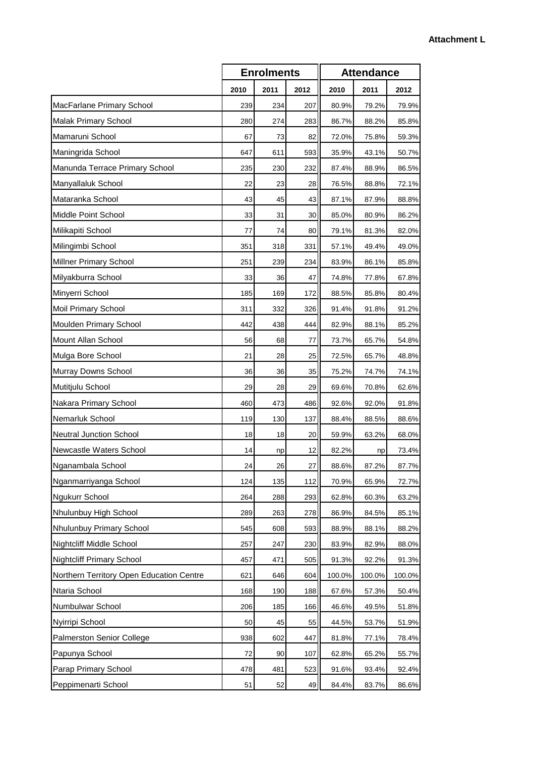**Attachment L**

| | Enrolments | | | Attendance | | |
|---|---|---|---|---|---|---|
| | 2010 | 2011 | 2012 | 2010 | 2011 | 2012 |
| MacFarlane Primary School | 239 | 234 | 207 | 80.9% | 79.2% | 79.9% |
| Malak Primary School | 280 | 274 | 283 | 86.7% | 88.2% | 85.8% |
| Mamaruni School | 67 | 73 | 82 | 72.0% | 75.8% | 59.3% |
| Maningrida School | 647 | 611 | 593 | 35.9% | 43.1% | 50.7% |
| Manunda Terrace Primary School | 235 | 230 | 232 | 87.4% | 88.9% | 86.5% |
| Manyallaluk School | 22 | 23 | 28 | 76.5% | 88.8% | 72.1% |
| Mataranka School | 43 | 45 | 43 | 87.1% | 87.9% | 88.8% |
| Middle Point School | 33 | 31 | 30 | 85.0% | 80.9% | 86.2% |
| Milikapiti School | 77 | 74 | 80 | 79.1% | 81.3% | 82.0% |
| Milingimbi School | 351 | 318 | 331 | 57.1% | 49.4% | 49.0% |
| Millner Primary School | 251 | 239 | 234 | 83.9% | 86.1% | 85.8% |
| Milyakburra School | 33 | 36 | 47 | 74.8% | 77.8% | 67.8% |
| Minyerri School | 185 | 169 | 172 | 88.5% | 85.8% | 80.4% |
| Moil Primary School | 311 | 332 | 326 | 91.4% | 91.8% | 91.2% |
| Moulden Primary School | 442 | 438 | 444 | 82.9% | 88.1% | 85.2% |
| Mount Allan School | 56 | 68 | 77 | 73.7% | 65.7% | 54.8% |
| Mulga Bore School | 21 | 28 | 25 | 72.5% | 65.7% | 48.8% |
| Murray Downs School | 36 | 36 | 35 | 75.2% | 74.7% | 74.1% |
| Mutitjulu School | 29 | 28 | 29 | 69.6% | 70.8% | 62.6% |
| Nakara Primary School | 460 | 473 | 486 | 92.6% | 92.0% | 91.8% |
| Nemarluk School | 119 | 130 | 137 | 88.4% | 88.5% | 88.6% |
| Neutral Junction School | 18 | 18 | 20 | 59.9% | 63.2% | 68.0% |
| Newcastle Waters School | 14 | np | 12 | 82.2% | np | 73.4% |
| Nganambala School | 24 | 26 | 27 | 88.6% | 87.2% | 87.7% |
| Nganmarriyanga School | 124 | 135 | 112 | 70.9% | 65.9% | 72.7% |
| Ngukurr School | 264 | 288 | 293 | 62.8% | 60.3% | 63.2% |
| Nhulunbuy High School | 289 | 263 | 278 | 86.9% | 84.5% | 85.1% |
| Nhulunbuy Primary School | 545 | 608 | 593 | 88.9% | 88.1% | 88.2% |
| Nightcliff Middle School | 257 | 247 | 230 | 83.9% | 82.9% | 88.0% |
| Nightcliff Primary School | 457 | 471 | 505 | 91.3% | 92.2% | 91.3% |
| Northern Territory Open Education Centre | 621 | 646 | 604 | 100.0% | 100.0% | 100.0% |
| Ntaria School | 168 | 190 | 188 | 67.6% | 57.3% | 50.4% |
| Numbulwar School | 206 | 185 | 166 | 46.6% | 49.5% | 51.8% |
| Nyirripi School | 50 | 45 | 55 | 44.5% | 53.7% | 51.9% |
| Palmerston Senior College | 938 | 602 | 447 | 81.8% | 77.1% | 78.4% |
| Papunya School | 72 | 90 | 107 | 62.8% | 65.2% | 55.7% |
| Parap Primary School | 478 | 481 | 523 | 91.6% | 93.4% | 92.4% |
| Peppimenarti School | 51 | 52 | 49 | 84.4% | 83.7% | 86.6% |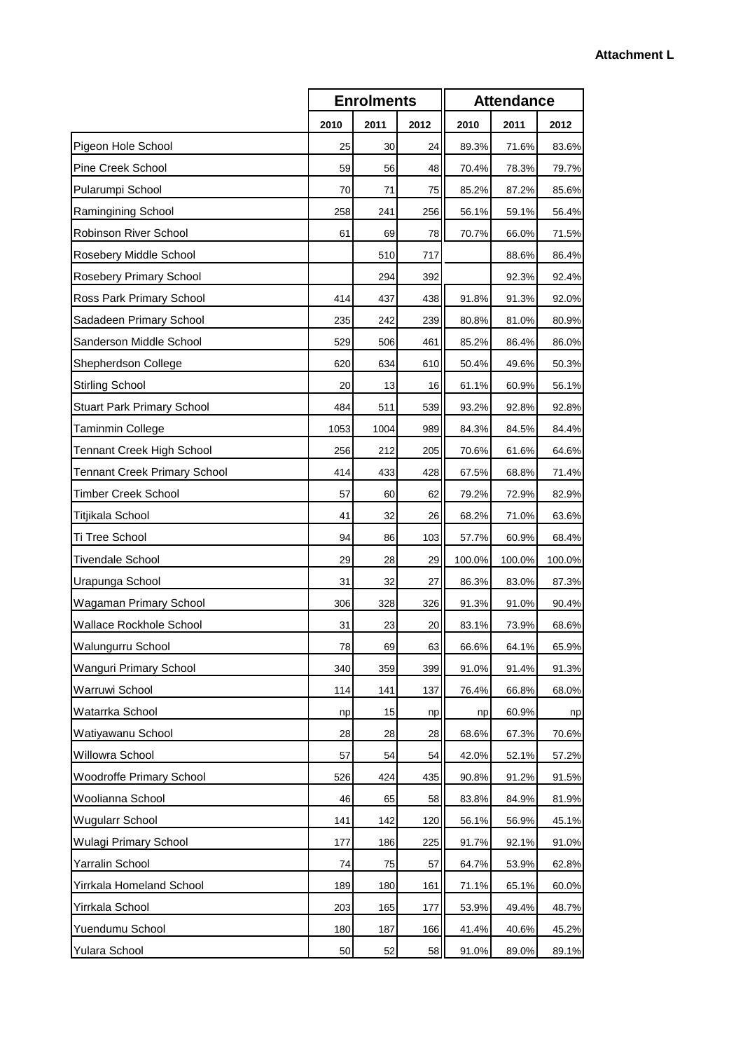**Attachment L**

| | Enrolments | | | Attendance | | |
|---|---|---|---|---|---|---|
| | 2010 | 2011 | 2012 | 2010 | 2011 | 2012 |
| Pigeon Hole School | 25 | 30 | 24 | 89.3% | 71.6% | 83.6% |
| Pine Creek School | 59 | 56 | 48 | 70.4% | 78.3% | 79.7% |
| Pularumpi School | 70 | 71 | 75 | 85.2% | 87.2% | 85.6% |
| Ramingining School | 258 | 241 | 256 | 56.1% | 59.1% | 56.4% |
| Robinson River School | 61 | 69 | 78 | 70.7% | 66.0% | 71.5% |
| Rosebery Middle School | | 510 | 717 | | 88.6% | 86.4% |
| Rosebery Primary School | | 294 | 392 | | 92.3% | 92.4% |
| Ross Park Primary School | 414 | 437 | 438 | 91.8% | 91.3% | 92.0% |
| Sadadeen Primary School | 235 | 242 | 239 | 80.8% | 81.0% | 80.9% |
| Sanderson Middle School | 529 | 506 | 461 | 85.2% | 86.4% | 86.0% |
| Shepherdson College | 620 | 634 | 610 | 50.4% | 49.6% | 50.3% |
| Stirling School | 20 | 13 | 16 | 61.1% | 60.9% | 56.1% |
| Stuart Park Primary School | 484 | 511 | 539 | 93.2% | 92.8% | 92.8% |
| Taminmin College | 1053 | 1004 | 989 | 84.3% | 84.5% | 84.4% |
| Tennant Creek High School | 256 | 212 | 205 | 70.6% | 61.6% | 64.6% |
| Tennant Creek Primary School | 414 | 433 | 428 | 67.5% | 68.8% | 71.4% |
| Timber Creek School | 57 | 60 | 62 | 79.2% | 72.9% | 82.9% |
| Titjikala School | 41 | 32 | 26 | 68.2% | 71.0% | 63.6% |
| Ti Tree School | 94 | 86 | 103 | 57.7% | 60.9% | 68.4% |
| Tivendale School | 29 | 28 | 29 | 100.0% | 100.0% | 100.0% |
| Urapunga School | 31 | 32 | 27 | 86.3% | 83.0% | 87.3% |
| Wagaman Primary School | 306 | 328 | 326 | 91.3% | 91.0% | 90.4% |
| Wallace Rockhole School | 31 | 23 | 20 | 83.1% | 73.9% | 68.6% |
| Walungurru School | 78 | 69 | 63 | 66.6% | 64.1% | 65.9% |
| Wanguri Primary School | 340 | 359 | 399 | 91.0% | 91.4% | 91.3% |
| Warruwi School | 114 | 141 | 137 | 76.4% | 66.8% | 68.0% |
| Watarrka School | np | 15 | np | np | 60.9% | np |
| Watiyawanu School | 28 | 28 | 28 | 68.6% | 67.3% | 70.6% |
| Willowra School | 57 | 54 | 54 | 42.0% | 52.1% | 57.2% |
| Woodroffe Primary School | 526 | 424 | 435 | 90.8% | 91.2% | 91.5% |
| Woolianna School | 46 | 65 | 58 | 83.8% | 84.9% | 81.9% |
| Wugularr School | 141 | 142 | 120 | 56.1% | 56.9% | 45.1% |
| Wulagi Primary School | 177 | 186 | 225 | 91.7% | 92.1% | 91.0% |
| Yarralin School | 74 | 75 | 57 | 64.7% | 53.9% | 62.8% |
| Yirrkala Homeland School | 189 | 180 | 161 | 71.1% | 65.1% | 60.0% |
| Yirrkala School | 203 | 165 | 177 | 53.9% | 49.4% | 48.7% |
| Yuendumu School | 180 | 187 | 166 | 41.4% | 40.6% | 45.2% |
| Yulara School | 50 | 52 | 58 | 91.0% | 89.0% | 89.1% |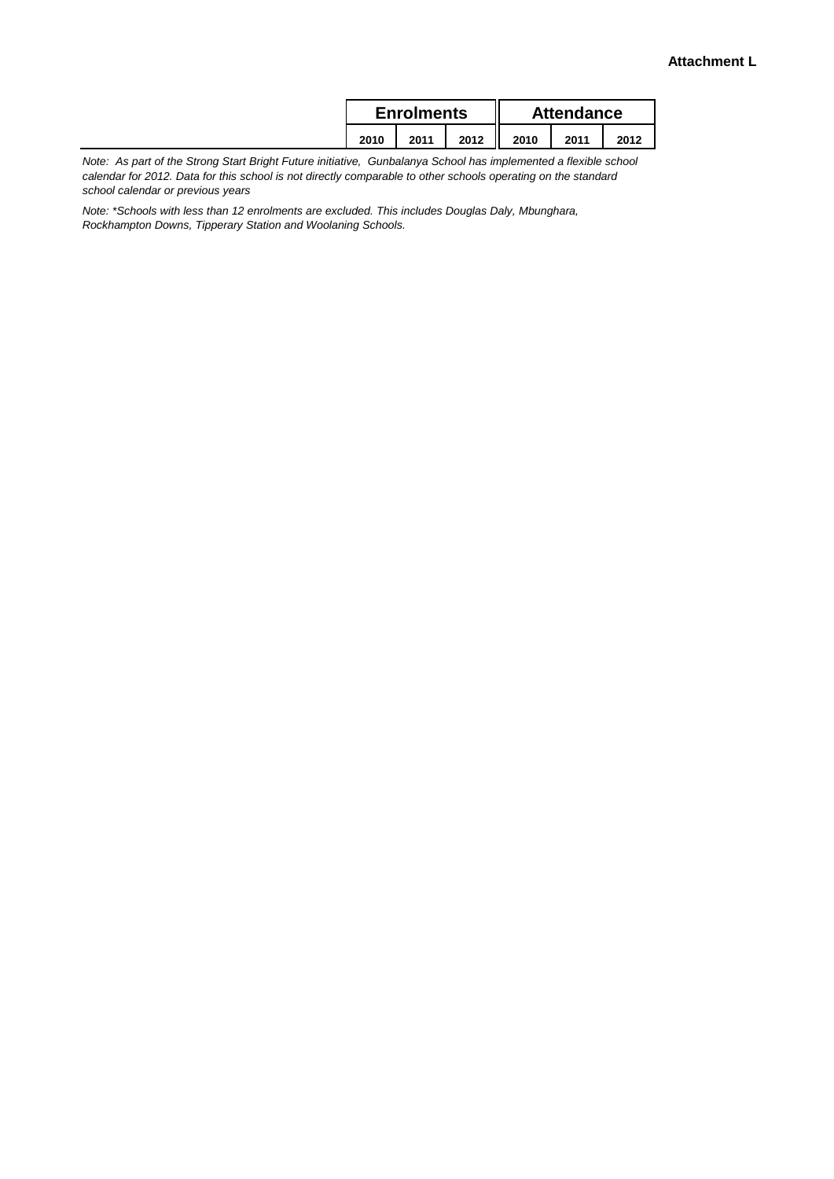**Attachment L**

| | Enrolments | | | Attendance | | |
|---|---|---|---|---|---|---|
| | 2010 | 2011 | 2012 | 2010 | 2011 | 2012 |

*Note: As part of the Strong Start Bright Future initiative, Gunbalanya School has implemented a flexible school calendar for 2012. Data for this school is not directly comparable to other schools operating on the standard school calendar or previous years*

*Note: \*Schools with less than 12 enrolments are excluded. This includes Douglas Daly, Mbunghara, Rockhampton Downs, Tipperary Station and Woolaning Schools.*